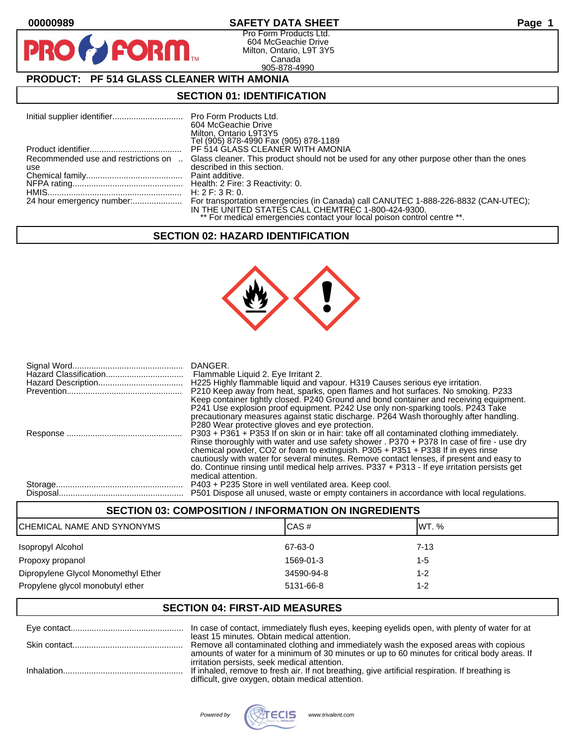00000989

# SAFETY DATA SHEET

Pro Form Products Ltd.
604 McGeachie Drive
Milton, Ontario, L9T 3Y5
Canada
905-878-4990

## PRODUCT: PF 514 GLASS CLEANER WITH AMONIA

## SECTION 01: IDENTIFICATION

| | |
|---|---|
| Initial supplier identifier | Pro Form Products Ltd.<br>604 McGeachie Drive<br>Milton, Ontario L9T3Y5<br>Tel (905) 878-4990 Fax (905) 878-1189 |
| Product identifier | PF 514 GLASS CLEANER WITH AMONIA |
| Recommended use and restrictions on use | Glass cleaner. This product should not be used for any other purpose other than the ones described in this section. |
| Chemical family | Paint additive. |
| NFPA rating | Health: 2 Fire: 3 Reactivity: 0. |
| HMIS | H: 2 F: 3 R: 0. |
| 24 hour emergency number: | For transportation emergencies (in Canada) call CANUTEC 1-888-226-8832 (CAN-UTEC); IN THE UNITED STATES CALL CHEMTREC 1-800-424-9300.<br>** For medical emergencies contact your local poison control centre **. |

## SECTION 02: HAZARD IDENTIFICATION

| | |
|---|---|
| Signal Word | DANGER. |
| Hazard Classification | Flammable Liquid 2. Eye Irritant 2. |
| Hazard Description | H225 Highly flammable liquid and vapour. H319 Causes serious eye irritation. |
| Prevention | P210 Keep away from heat, sparks, open flames and hot surfaces. No smoking. P233 Keep container tightly closed. P240 Ground and bond container and receiving equipment. P241 Use explosion proof equipment. P242 Use only non-sparking tools. P243 Take precautionary measures against static discharge. P264 Wash thoroughly after handling. P280 Wear protective gloves and eye protection. |
| Response | P303 + P361 + P353 If on skin or in hair: take off all contaminated clothing immediately. Rinse thoroughly with water and use safety shower . P370 + P378 In case of fire - use dry chemical powder, CO2 or foam to extinguish. P305 + P351 + P338 If in eyes rinse cautiously with water for several minutes. Remove contact lenses, if present and easy to do. Continue rinsing until medical help arrives. P337 + P313 - If eye irritation persists get medical attention. |
| Storage | P403 + P235 Store in well ventilated area. Keep cool. |
| Disposal | P501 Dispose all unused, waste or empty containers in accordance with local regulations. |

## SECTION 03: COMPOSITION / INFORMATION ON INGREDIENTS

| CHEMICAL NAME AND SYNONYMS | CAS # | WT. % |
|---|---|---|
| Isopropyl Alcohol | 67-63-0 | 7-13 |
| Propoxy propanol | 1569-01-3 | 1-5 |
| Dipropylene Glycol Monomethyl Ether | 34590-94-8 | 1-2 |
| Propylene glycol monobutyl ether | 5131-66-8 | 1-2 |

## SECTION 04: FIRST-AID MEASURES

| | |
|---|---|
| Eye contact | In case of contact, immediately flush eyes, keeping eyelids open, with plenty of water for at least 15 minutes. Obtain medical attention. |
| Skin contact | Remove all contaminated clothing and immediately wash the exposed areas with copious amounts of water for a minimum of 30 minutes or up to 60 minutes for critical body areas. If irritation persists, seek medical attention. |
| Inhalation | If inhaled, remove to fresh air. If not breathing, give artificial respiration. If breathing is difficult, give oxygen, obtain medical attention. |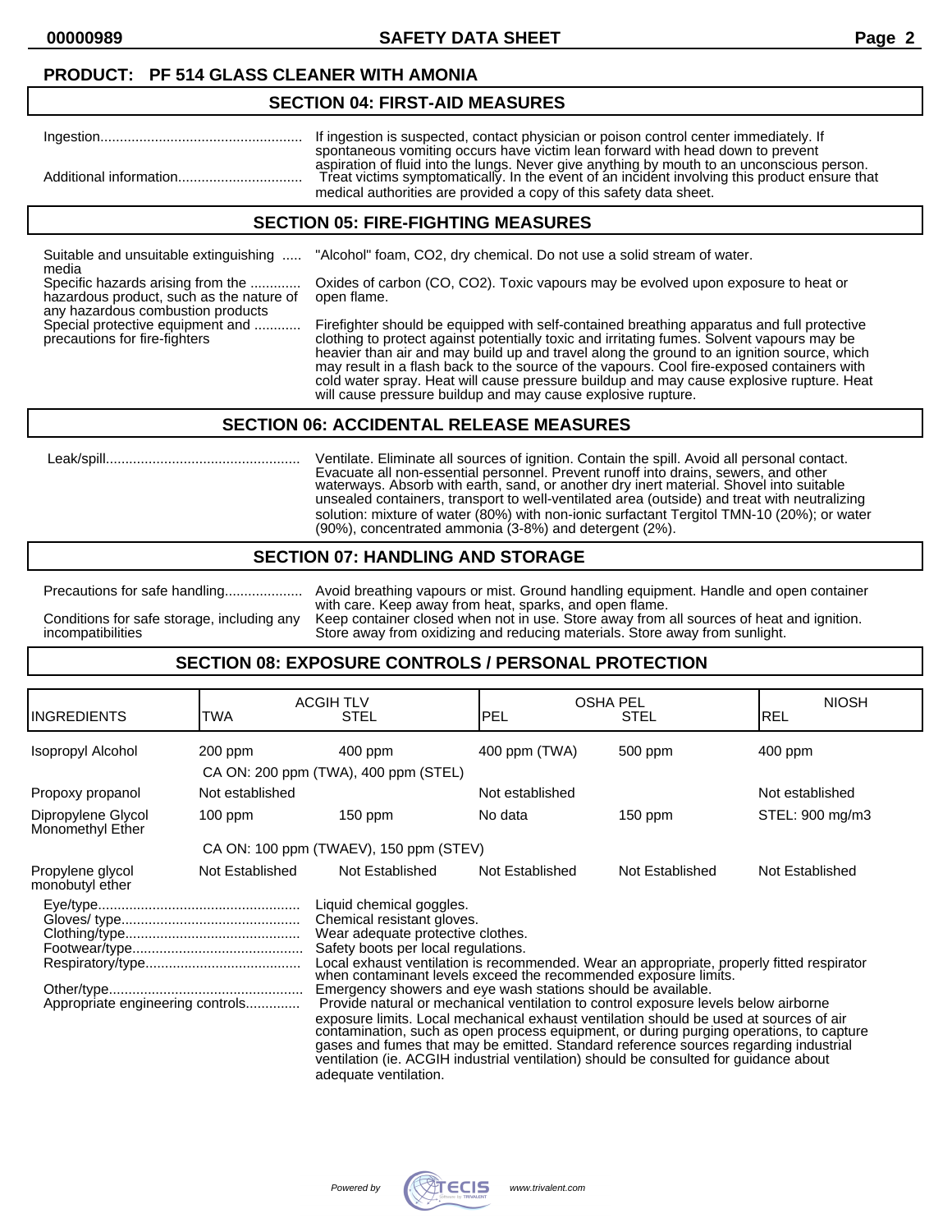**PRODUCT: PF 514 GLASS CLEANER WITH AMONIA**

## SECTION 04: FIRST-AID MEASURES

Ingestion: If ingestion is suspected, contact physician or poison control center immediately. If spontaneous vomiting occurs have victim lean forward with head down to prevent aspiration of fluid into the lungs. Never give anything by mouth to an unconscious person.

Additional information: Treat victims symptomatically. In the event of an incident involving this product ensure that medical authorities are provided a copy of this safety data sheet.

## SECTION 05: FIRE-FIGHTING MEASURES

Suitable and unsuitable extinguishing media: "Alcohol" foam, $CO_2$, dry chemical. Do not use a solid stream of water.

Specific hazards arising from the hazardous product, such as the nature of any hazardous combustion products: Oxides of carbon (CO, $CO_2$). Toxic vapours may be evolved upon exposure to heat or open flame.

Special protective equipment and precautions for fire-fighters: Firefighter should be equipped with self-contained breathing apparatus and full protective clothing to protect against potentially toxic and irritating fumes. Solvent vapours may be heavier than air and may build up and travel along the ground to an ignition source, which may result in a flash back to the source of the vapours. Cool fire-exposed containers with cold water spray. Heat will cause pressure buildup and may cause explosive rupture. Heat will cause pressure buildup and may cause explosive rupture.

## SECTION 06: ACCIDENTAL RELEASE MEASURES

Leak/spill: Ventilate. Eliminate all sources of ignition. Contain the spill. Avoid all personal contact. Evacuate all non-essential personnel. Prevent runoff into drains, sewers, and other waterways. Absorb with earth, sand, or another dry inert material. Shovel into suitable unsealed containers, transport to well-ventilated area (outside) and treat with neutralizing solution: mixture of water (80%) with non-ionic surfactant Tergitol TMN-10 (20%); or water (90%), concentrated ammonia (3-8%) and detergent (2%).

## SECTION 07: HANDLING AND STORAGE

Precautions for safe handling: Avoid breathing vapours or mist. Ground handling equipment. Handle and open container with care. Keep away from heat, sparks, and open flame.

Conditions for safe storage, including any incompatibilities: Keep container closed when not in use. Store away from all sources of heat and ignition. Store away from oxidizing and reducing materials. Store away from sunlight.

## SECTION 08: EXPOSURE CONTROLS / PERSONAL PROTECTION

| INGREDIENTS | ACGIH TLV TWA | ACGIH TLV STEL | OSHA PEL PEL | OSHA PEL STEL | NIOSH REL |
|---|---|---|---|---|---|
| Isopropyl Alcohol | 200 ppm | 400 ppm | 400 ppm (TWA) | 500 ppm | 400 ppm |
| | CA ON: 200 ppm (TWA), 400 ppm (STEL) | | | | |
| Propoxy propanol | Not established | | Not established | | Not established |
| Dipropylene Glycol Monomethyl Ether | 100 ppm | 150 ppm | No data | 150 ppm | STEL: 900 mg/m3 |
| | CA ON: 100 ppm (TWAEV), 150 ppm (STEV) | | | | |
| Propylene glycol monobutyl ether | Not Established | Not Established | Not Established | Not Established | Not Established |

Eye/type: Liquid chemical goggles.

Gloves/ type: Chemical resistant gloves.

Clothing/type: Wear adequate protective clothes.

Footwear/type: Safety boots per local regulations.

Respiratory/type: Local exhaust ventilation is recommended. Wear an appropriate, properly fitted respirator when contaminant levels exceed the recommended exposure limits.

Other/type: Emergency showers and eye wash stations should be available.

Appropriate engineering controls: Provide natural or mechanical ventilation to control exposure levels below airborne exposure limits. Local mechanical exhaust ventilation should be used at sources of air contamination, such as open process equipment, or during purging operations, to capture gases and fumes that may be emitted. Standard reference sources regarding industrial ventilation (ie. ACGIH industrial ventilation) should be consulted for guidance about adequate ventilation.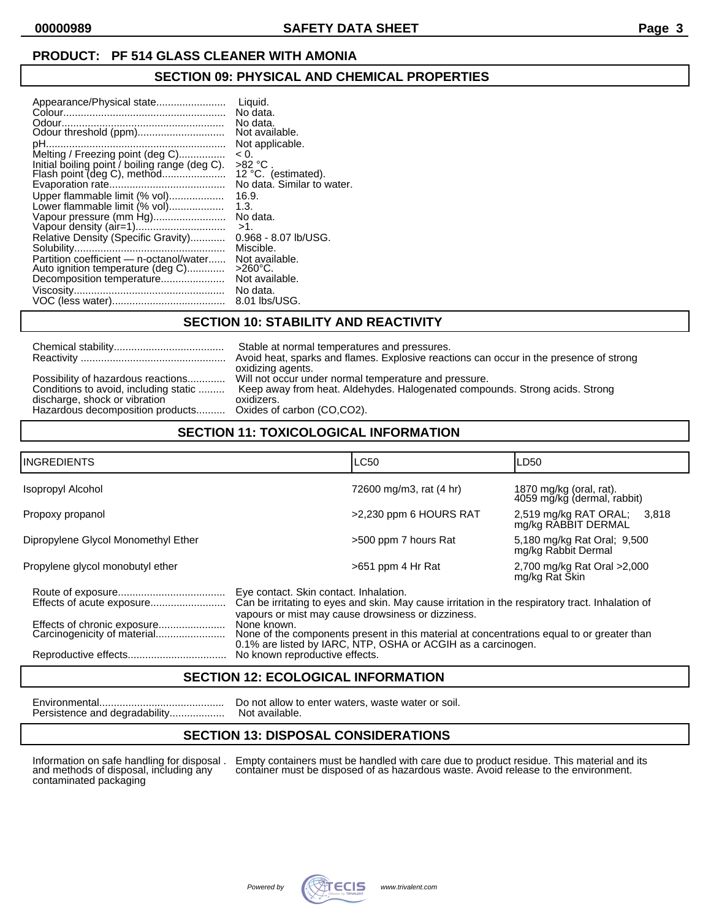**PRODUCT: PF 514 GLASS CLEANER WITH AMONIA**

## SECTION 09: PHYSICAL AND CHEMICAL PROPERTIES

| Property | Value |
|---|---|
| Appearance/Physical state | Liquid. |
| Colour | No data. |
| Odour | No data. |
| Odour threshold (ppm) | Not available. |
| pH | Not applicable. |
| Melting / Freezing point (deg C) | < 0. |
| Initial boiling point / boiling range (deg C). | >82 °C . |
| Flash point (deg C), method | 12 °C. (estimated). |
| Evaporation rate | No data. Similar to water. |
| Upper flammable limit (% vol) | 16.9. |
| Lower flammable limit (% vol) | 1.3. |
| Vapour pressure (mm Hg) | No data. |
| Vapour density (air=1) | >1. |
| Relative Density (Specific Gravity) | 0.968 - 8.07 lb/USG. |
| Solubility | Miscible. |
| Partition coefficient — n-octanol/water | Not available. |
| Auto ignition temperature (deg C) | >260°C. |
| Decomposition temperature | Not available. |
| Viscosity | No data. |
| VOC (less water) | 8.01 lbs/USG. |

## SECTION 10: STABILITY AND REACTIVITY

| Property | Value |
|---|---|
| Chemical stability | Stable at normal temperatures and pressures. |
| Reactivity | Avoid heat, sparks and flames. Explosive reactions can occur in the presence of strong oxidizing agents. |
| Possibility of hazardous reactions | Will not occur under normal temperature and pressure. |
| Conditions to avoid, including static discharge, shock or vibration | Keep away from heat. Aldehydes. Halogenated compounds. Strong acids. Strong oxidizers. |
| Hazardous decomposition products | Oxides of carbon (CO,CO2). |

## SECTION 11: TOXICOLOGICAL INFORMATION

| INGREDIENTS | LC50 | LD50 |
|---|---|---|
| Isopropyl Alcohol | 72600 mg/m3, rat (4 hr) | 1870 mg/kg (oral, rat). 4059 mg/kg (dermal, rabbit) |
| Propoxy propanol | >2,230 ppm 6 HOURS RAT | 2,519 mg/kg RAT ORAL; 3,818 mg/kg RABBIT DERMAL |
| Dipropylene Glycol Monomethyl Ether | >500 ppm 7 hours Rat | 5,180 mg/kg Rat Oral; 9,500 mg/kg Rabbit Dermal |
| Propylene glycol monobutyl ether | >651 ppm 4 Hr Rat | 2,700 mg/kg Rat Oral >2,000 mg/kg Rat Skin |

| Property | Value |
|---|---|
| Route of exposure | Eye contact. Skin contact. Inhalation. |
| Effects of acute exposure | Can be irritating to eyes and skin. May cause irritation in the respiratory tract. Inhalation of vapours or mist may cause drowsiness or dizziness. |
| Effects of chronic exposure | None known. |
| Carcinogenicity of material | None of the components present in this material at concentrations equal to or greater than 0.1% are listed by IARC, NTP, OSHA or ACGIH as a carcinogen. |
| Reproductive effects | No known reproductive effects. |

## SECTION 12: ECOLOGICAL INFORMATION

| Property | Value |
|---|---|
| Environmental | Do not allow to enter waters, waste water or soil. |
| Persistence and degradability | Not available. |

## SECTION 13: DISPOSAL CONSIDERATIONS

| Property | Value |
|---|---|
| Information on safe handling for disposal and methods of disposal, including any contaminated packaging | Empty containers must be handled with care due to product residue. This material and its container must be disposed of as hazardous waste. Avoid release to the environment. |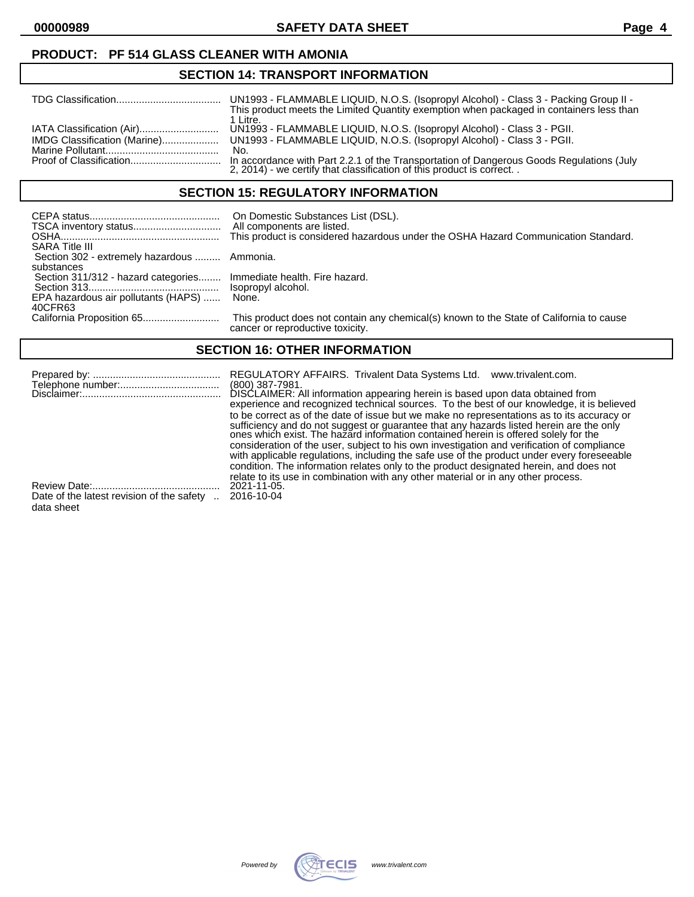**PRODUCT: PF 514 GLASS CLEANER WITH AMONIA**

## SECTION 14: TRANSPORT INFORMATION

| | |
|---|---|
| TDG Classification | UN1993 - FLAMMABLE LIQUID, N.O.S. (Isopropyl Alcohol) - Class 3 - Packing Group II - This product meets the Limited Quantity exemption when packaged in containers less than 1 Litre. |
| IATA Classification (Air) | UN1993 - FLAMMABLE LIQUID, N.O.S. (Isopropyl Alcohol) - Class 3 - PGII. |
| IMDG Classification (Marine) | UN1993 - FLAMMABLE LIQUID, N.O.S. (Isopropyl Alcohol) - Class 3 - PGII. |
| Marine Pollutant | No. |
| Proof of Classification | In accordance with Part 2.2.1 of the Transportation of Dangerous Goods Regulations (July 2, 2014) - we certify that classification of this product is correct. . |

## SECTION 15: REGULATORY INFORMATION

| | |
|---|---|
| CEPA status | On Domestic Substances List (DSL). |
| TSCA inventory status | All components are listed. |
| OSHA | This product is considered hazardous under the OSHA Hazard Communication Standard. |
| SARA Title III | |
| Section 302 - extremely hazardous substances | Ammonia. |
| Section 311/312 - hazard categories | Immediate health. Fire hazard. |
| Section 313 | Isopropyl alcohol. |
| EPA hazardous air pollutants (HAPS) 40CFR63 | None. |
| California Proposition 65 | This product does not contain any chemical(s) known to the State of California to cause cancer or reproductive toxicity. |

## SECTION 16: OTHER INFORMATION

| | |
|---|---|
| Prepared by: | REGULATORY AFFAIRS. Trivalent Data Systems Ltd. www.trivalent.com. |
| Telephone number: | (800) 387-7981. |
| Disclaimer: | DISCLAIMER: All information appearing herein is based upon data obtained from experience and recognized technical sources. To the best of our knowledge, it is believed to be correct as of the date of issue but we make no representations as to its accuracy or sufficiency and do not suggest or guarantee that any hazards listed herein are the only ones which exist. The hazard information contained herein is offered solely for the consideration of the user, subject to his own investigation and verification of compliance with applicable regulations, including the safe use of the product under every foreseeable condition. The information relates only to the product designated herein, and does not relate to its use in combination with any other material or in any other process. |
| Review Date: | 2021-11-05. |
| Date of the latest revision of the safety data sheet | 2016-10-04 |